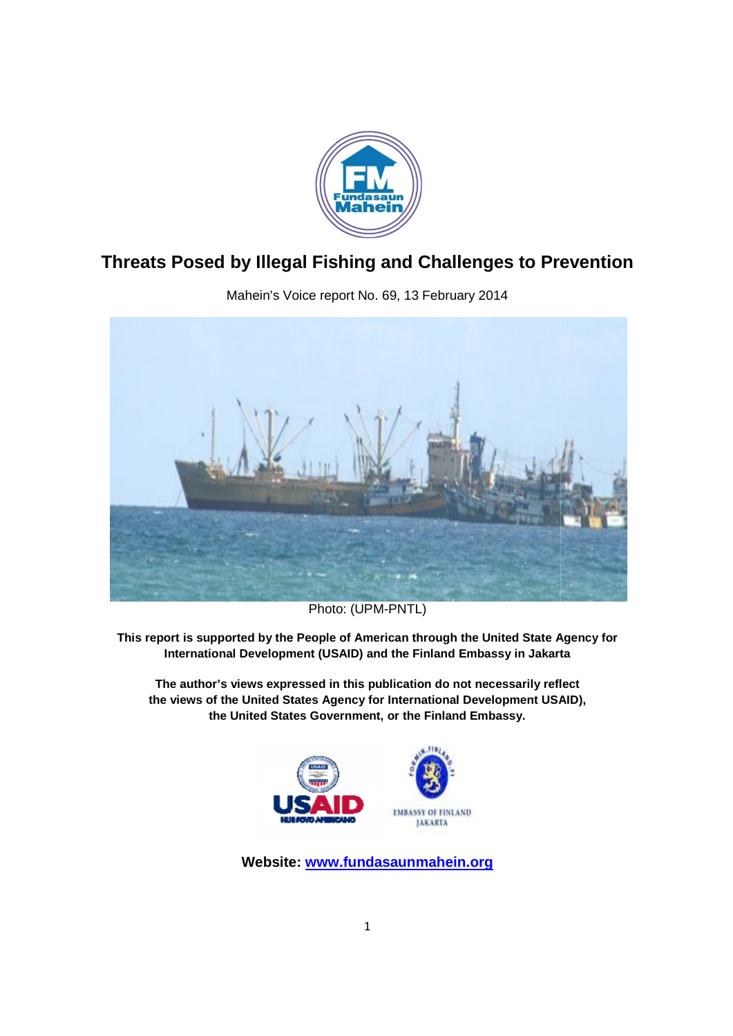# Threats Posed by Illegal Fishing and Challenges to Prevention

Mahein's Voice report No. 69, 13 February 2014

Photo: (UPM-PNTL)

**This report is supported by the People of American through the United State Agency for International Development (USAID) and the Finland Embassy in Jakarta**

**The author's views expressed in this publication do not necessarily reflect the views of the United States Agency for International Development USAID), the United States Government, or the Finland Embassy.**

**Website: [www.fundasaunmahein.org](www.fundasaunmahein.org)**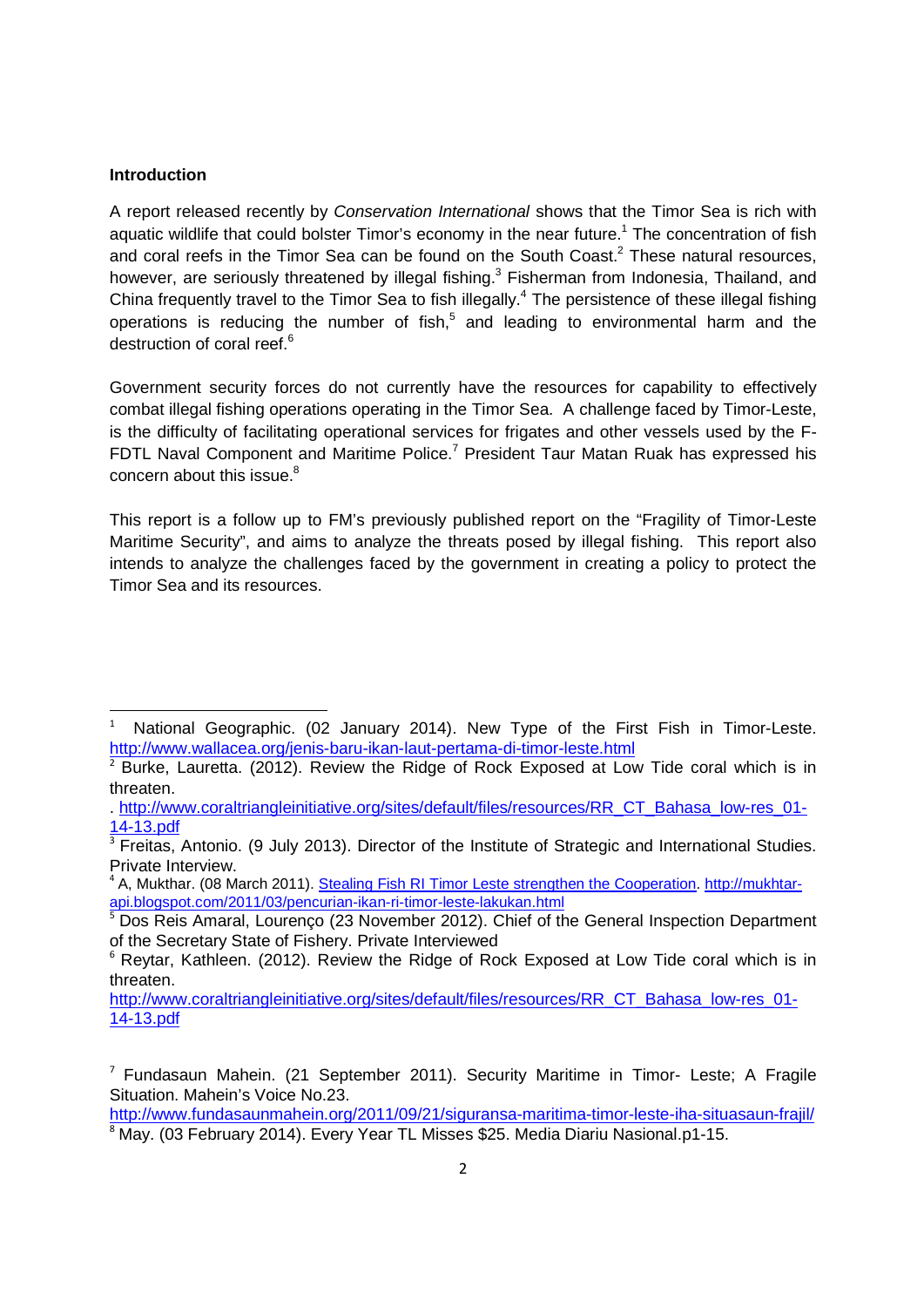**Introduction**

A report released recently by *Conservation International* shows that the Timor Sea is rich with aquatic wildlife that could bolster Timor's economy in the near future.[1] The concentration of fish and coral reefs in the Timor Sea can be found on the South Coast.[2] These natural resources, however, are seriously threatened by illegal fishing.[3] Fisherman from Indonesia, Thailand, and China frequently travel to the Timor Sea to fish illegally.[4] The persistence of these illegal fishing operations is reducing the number of fish,[5] and leading to environmental harm and the destruction of coral reef.[6]

Government security forces do not currently have the resources for capability to effectively combat illegal fishing operations operating in the Timor Sea. A challenge faced by Timor-Leste, is the difficulty of facilitating operational services for frigates and other vessels used by the F-FDTL Naval Component and Maritime Police.[7] President Taur Matan Ruak has expressed his concern about this issue.[8]

This report is a follow up to FM's previously published report on the "Fragility of Timor-Leste Maritime Security", and aims to analyze the threats posed by illegal fishing. This report also intends to analyze the challenges faced by the government in creating a policy to protect the Timor Sea and its resources.

---

[1] National Geographic. (02 January 2014). New Type of the First Fish in Timor-Leste. http://www.wallacea.org/jenis-baru-ikan-laut-pertama-di-timor-leste.html

[2] Burke, Lauretta. (2012). Review the Ridge of Rock Exposed at Low Tide coral which is in threaten.
. http://www.coraltriangleinitiative.org/sites/default/files/resources/RR_CT_Bahasa_low-res_01-14-13.pdf

[3] Freitas, Antonio. (9 July 2013). Director of the Institute of Strategic and International Studies. Private Interview.

[4] A, Mukthar. (08 March 2011). Stealing Fish RI Timor Leste strengthen the Cooperation. http://mukhtar-api.blogspot.com/2011/03/pencurian-ikan-ri-timor-leste-lakukan.html

[5] Dos Reis Amaral, Lourenço (23 November 2012). Chief of the General Inspection Department of the Secretary State of Fishery. Private Interviewed

[6] Reytar, Kathleen. (2012). Review the Ridge of Rock Exposed at Low Tide coral which is in threaten.
http://www.coraltriangleinitiative.org/sites/default/files/resources/RR_CT_Bahasa_low-res_01-14-13.pdf

[7] Fundasaun Mahein. (21 September 2011). Security Maritime in Timor- Leste; A Fragile Situation. Mahein's Voice No.23.
http://www.fundasaunmahein.org/2011/09/21/siguransa-maritima-timor-leste-iha-situasaun-frajil/

[8] May. (03 February 2014). Every Year TL Misses $25. Media Diariu Nasional.p1-15.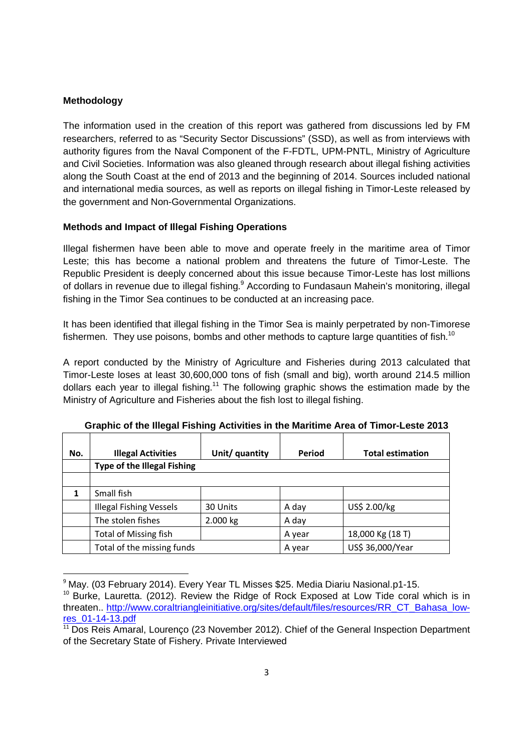**Methodology**

The information used in the creation of this report was gathered from discussions led by FM researchers, referred to as "Security Sector Discussions" (SSD), as well as from interviews with authority figures from the Naval Component of the F-FDTL, UPM-PNTL, Ministry of Agriculture and Civil Societies. Information was also gleaned through research about illegal fishing activities along the South Coast at the end of 2013 and the beginning of 2014. Sources included national and international media sources, as well as reports on illegal fishing in Timor-Leste released by the government and Non-Governmental Organizations.

**Methods and Impact of Illegal Fishing Operations**

Illegal fishermen have been able to move and operate freely in the maritime area of Timor Leste; this has become a national problem and threatens the future of Timor-Leste. The Republic President is deeply concerned about this issue because Timor-Leste has lost millions of dollars in revenue due to illegal fishing.[9] According to Fundasaun Mahein's monitoring, illegal fishing in the Timor Sea continues to be conducted at an increasing pace.

It has been identified that illegal fishing in the Timor Sea is mainly perpetrated by non-Timorese fishermen. They use poisons, bombs and other methods to capture large quantities of fish.[10]

A report conducted by the Ministry of Agriculture and Fisheries during 2013 calculated that Timor-Leste loses at least 30,600,000 tons of fish (small and big), worth around 214.5 million dollars each year to illegal fishing.[11] The following graphic shows the estimation made by the Ministry of Agriculture and Fisheries about the fish lost to illegal fishing.

**Graphic of the Illegal Fishing Activities in the Maritime Area of Timor-Leste 2013**

| No. | Illegal Activities | Unit/ quantity | Period | Total estimation |
|---|---|---|---|---|
| | Type of the Illegal Fishing | | | |
| | | | | |
| 1 | Small fish | | | |
| | Illegal Fishing Vessels | 30 Units | A day | US$ 2.00/kg |
| | The stolen fishes | 2.000 kg | A day | |
| | Total of Missing fish | | A year | 18,000 Kg (18 T) |
| | Total of the missing funds | | A year | US$ 36,000/Year |

---

[9] May. (03 February 2014). Every Year TL Misses $25. Media Diariu Nasional.p1-15.

[10] Burke, Lauretta. (2012). Review the Ridge of Rock Exposed at Low Tide coral which is in threaten.. http://www.coraltriangleinitiative.org/sites/default/files/resources/RR_CT_Bahasa_low-res_01-14-13.pdf

[11] Dos Reis Amaral, Lourenço (23 November 2012). Chief of the General Inspection Department of the Secretary State of Fishery. Private Interviewed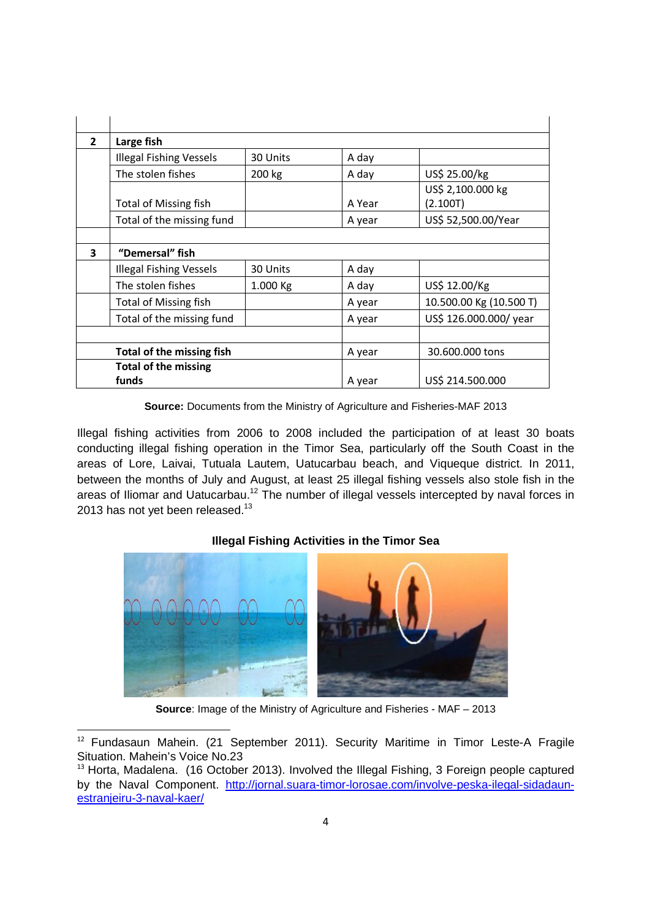| | | | | |
|---|---|---|---|---|
| | | | | |
| **2** | **Large fish** | | | |
| | Illegal Fishing Vessels | 30 Units | A day | |
| | The stolen fishes | 200 kg | A day | US$ 25.00/kg |
| | Total of Missing fish | | A Year | US$ 2,100.000 kg (2.100T) |
| | Total of the missing fund | | A year | US$ 52,500.00/Year |
| | | | | |
| **3** | **"Demersal" fish** | | | |
| | Illegal Fishing Vessels | 30 Units | A day | |
| | The stolen fishes | 1.000 Kg | A day | US$ 12.00/Kg |
| | Total of Missing fish | | A year | 10.500.00 Kg (10.500 T) |
| | Total of the missing fund | | A year | US$ 126.000.000/ year |
| | | | | |
| | **Total of the missing fish** | | A year | 30.600.000 tons |
| | **Total of the missing funds** | | A year | US$ 214.500.000 |

**Source:** Documents from the Ministry of Agriculture and Fisheries-MAF 2013

Illegal fishing activities from 2006 to 2008 included the participation of at least 30 boats conducting illegal fishing operation in the Timor Sea, particularly off the South Coast in the areas of Lore, Laivai, Tutuala Lautem, Uatucarbau beach, and Viqueque district. In 2011, between the months of July and August, at least 25 illegal fishing vessels also stole fish in the areas of Iliomar and Uatucarbau.[12] The number of illegal vessels intercepted by naval forces in 2013 has not yet been released.[13]

**Illegal Fishing Activities in the Timor Sea**

**Source**: Image of the Ministry of Agriculture and Fisheries - MAF – 2013

[12] Fundasaun Mahein. (21 September 2011). Security Maritime in Timor Leste-A Fragile Situation. Mahein's Voice No.23

[13] Horta, Madalena. (16 October 2013). Involved the Illegal Fishing, 3 Foreign people captured by the Naval Component. http://jornal.suara-timor-lorosae.com/involve-peska-ilegal-sidadaun-estranjeiru-3-naval-kaer/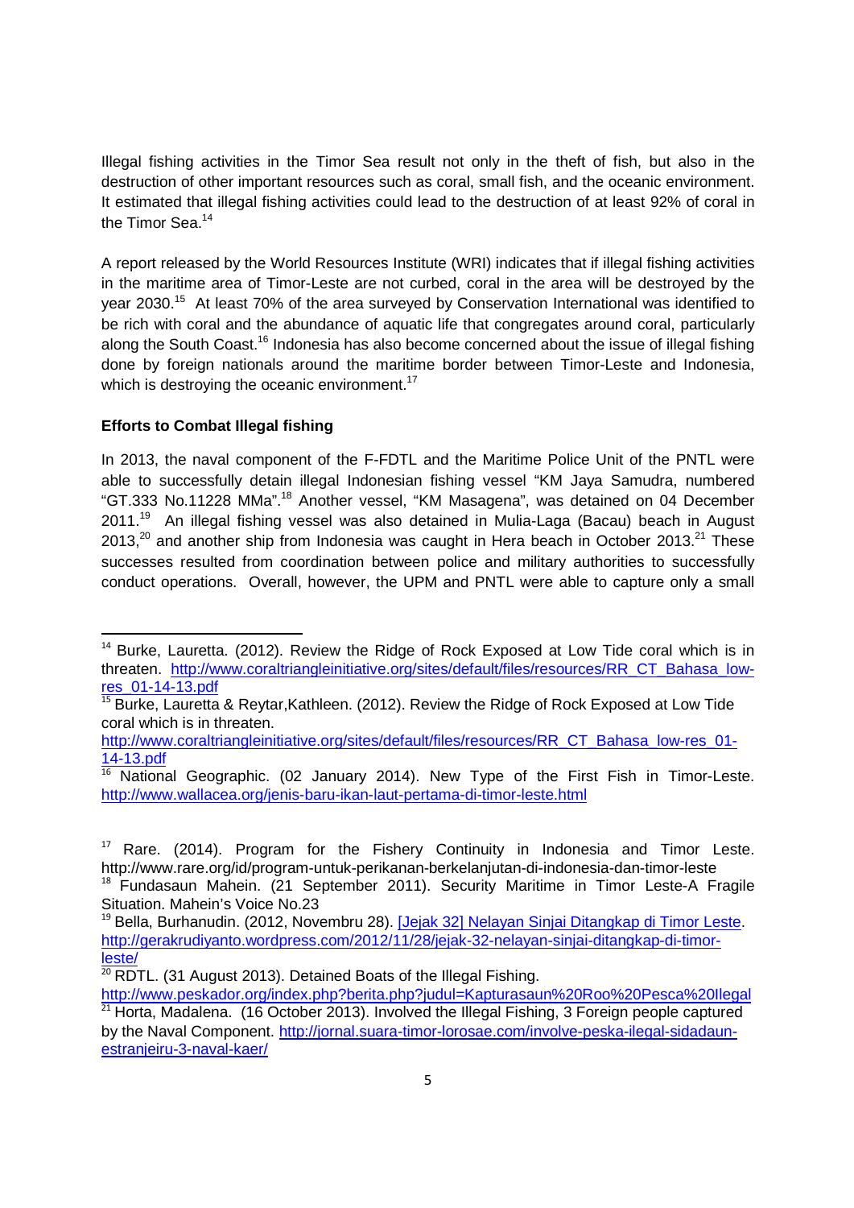Illegal fishing activities in the Timor Sea result not only in the theft of fish, but also in the destruction of other important resources such as coral, small fish, and the oceanic environment. It estimated that illegal fishing activities could lead to the destruction of at least 92% of coral in the Timor Sea.[14]

A report released by the World Resources Institute (WRI) indicates that if illegal fishing activities in the maritime area of Timor-Leste are not curbed, coral in the area will be destroyed by the year 2030.[15] At least 70% of the area surveyed by Conservation International was identified to be rich with coral and the abundance of aquatic life that congregates around coral, particularly along the South Coast.[16] Indonesia has also become concerned about the issue of illegal fishing done by foreign nationals around the maritime border between Timor-Leste and Indonesia, which is destroying the oceanic environment.[17]

**Efforts to Combat Illegal fishing**

In 2013, the naval component of the F-FDTL and the Maritime Police Unit of the PNTL were able to successfully detain illegal Indonesian fishing vessel "KM Jaya Samudra, numbered "GT.333 No.11228 MMa".[18] Another vessel, "KM Masagena", was detained on 04 December 2011.[19] An illegal fishing vessel was also detained in Mulia-Laga (Bacau) beach in August 2013,[20] and another ship from Indonesia was caught in Hera beach in October 2013.[21] These successes resulted from coordination between police and military authorities to successfully conduct operations. Overall, however, the UPM and PNTL were able to capture only a small

---

[14] Burke, Lauretta. (2012). Review the Ridge of Rock Exposed at Low Tide coral which is in threaten. http://www.coraltriangleinitiative.org/sites/default/files/resources/RR_CT_Bahasa_low-res_01-14-13.pdf

[15] Burke, Lauretta & Reytar,Kathleen. (2012). Review the Ridge of Rock Exposed at Low Tide coral which is in threaten. http://www.coraltriangleinitiative.org/sites/default/files/resources/RR_CT_Bahasa_low-res_01-14-13.pdf

[16] National Geographic. (02 January 2014). New Type of the First Fish in Timor-Leste. http://www.wallacea.org/jenis-baru-ikan-laut-pertama-di-timor-leste.html

[17] Rare. (2014). Program for the Fishery Continuity in Indonesia and Timor Leste. http://www.rare.org/id/program-untuk-perikanan-berkelanjutan-di-indonesia-dan-timor-leste

[18] Fundasaun Mahein. (21 September 2011). Security Maritime in Timor Leste-A Fragile Situation. Mahein's Voice No.23

[19] Bella, Burhanudin. (2012, Novembru 28). [Jejak 32] Nelayan Sinjai Ditangkap di Timor Leste. http://gerakrudiyanto.wordpress.com/2012/11/28/jejak-32-nelayan-sinjai-ditangkap-di-timor-leste/

[20] RDTL. (31 August 2013). Detained Boats of the Illegal Fishing. http://www.peskador.org/index.php?berita.php?judul=Kapturasaun%20Roo%20Pesca%20Ilegal

[21] Horta, Madalena. (16 October 2013). Involved the Illegal Fishing, 3 Foreign people captured by the Naval Component. http://jornal.suara-timor-lorosae.com/involve-peska-ilegal-sidadaun-estranjeiru-3-naval-kaer/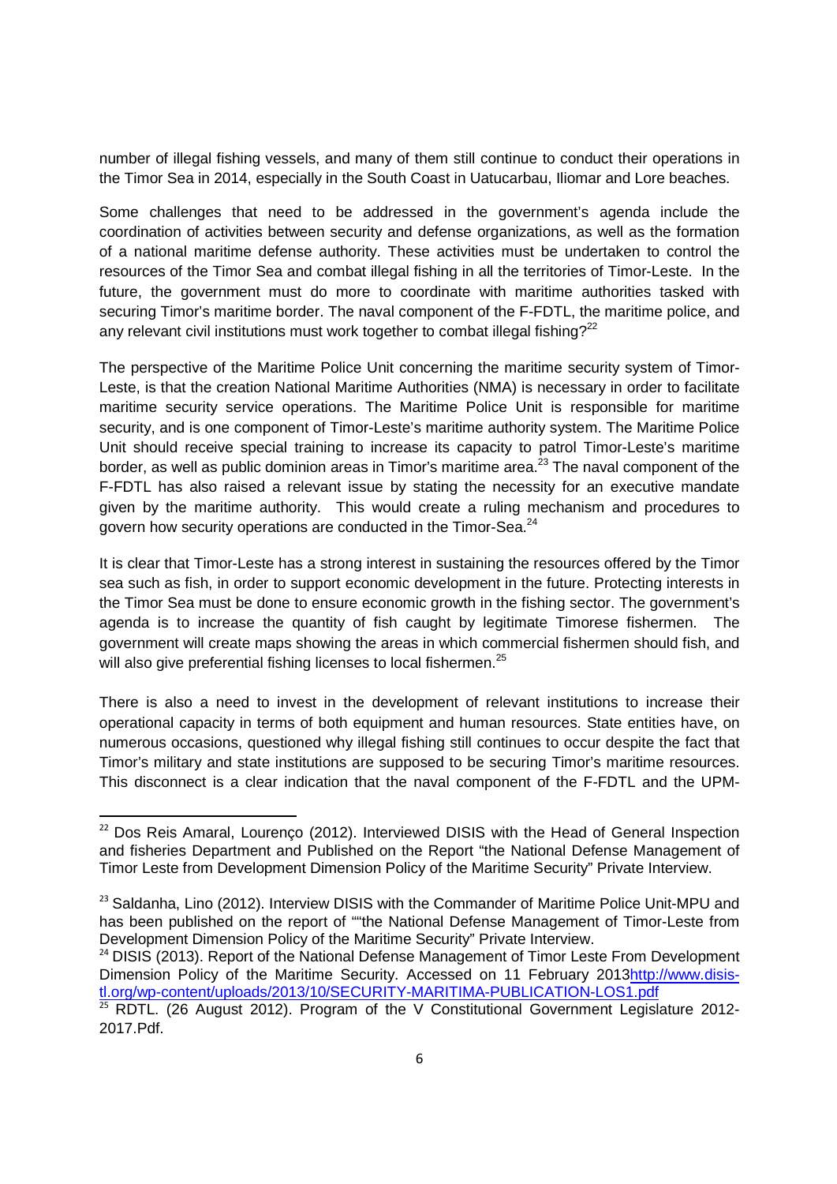number of illegal fishing vessels, and many of them still continue to conduct their operations in the Timor Sea in 2014, especially in the South Coast in Uatucarbau, Iliomar and Lore beaches.

Some challenges that need to be addressed in the government's agenda include the coordination of activities between security and defense organizations, as well as the formation of a national maritime defense authority. These activities must be undertaken to control the resources of the Timor Sea and combat illegal fishing in all the territories of Timor-Leste. In the future, the government must do more to coordinate with maritime authorities tasked with securing Timor's maritime border. The naval component of the F-FDTL, the maritime police, and any relevant civil institutions must work together to combat illegal fishing?[22]

The perspective of the Maritime Police Unit concerning the maritime security system of Timor-Leste, is that the creation National Maritime Authorities (NMA) is necessary in order to facilitate maritime security service operations. The Maritime Police Unit is responsible for maritime security, and is one component of Timor-Leste's maritime authority system. The Maritime Police Unit should receive special training to increase its capacity to patrol Timor-Leste's maritime border, as well as public dominion areas in Timor's maritime area.[23] The naval component of the F-FDTL has also raised a relevant issue by stating the necessity for an executive mandate given by the maritime authority. This would create a ruling mechanism and procedures to govern how security operations are conducted in the Timor-Sea.[24]

It is clear that Timor-Leste has a strong interest in sustaining the resources offered by the Timor sea such as fish, in order to support economic development in the future. Protecting interests in the Timor Sea must be done to ensure economic growth in the fishing sector. The government's agenda is to increase the quantity of fish caught by legitimate Timorese fishermen. The government will create maps showing the areas in which commercial fishermen should fish, and will also give preferential fishing licenses to local fishermen.[25]

There is also a need to invest in the development of relevant institutions to increase their operational capacity in terms of both equipment and human resources. State entities have, on numerous occasions, questioned why illegal fishing still continues to occur despite the fact that Timor's military and state institutions are supposed to be securing Timor's maritime resources. This disconnect is a clear indication that the naval component of the F-FDTL and the UPM-

---

[22] Dos Reis Amaral, Lourenço (2012). Interviewed DISIS with the Head of General Inspection and fisheries Department and Published on the Report "the National Defense Management of Timor Leste from Development Dimension Policy of the Maritime Security" Private Interview.

[23] Saldanha, Lino (2012). Interview DISIS with the Commander of Maritime Police Unit-MPU and has been published on the report of ""the National Defense Management of Timor-Leste from Development Dimension Policy of the Maritime Security" Private Interview.

[24] DISIS (2013). Report of the National Defense Management of Timor Leste From Development Dimension Policy of the Maritime Security. Accessed on 11 February 2013http://www.disis-tl.org/wp-content/uploads/2013/10/SECURITY-MARITIMA-PUBLICATION-LOS1.pdf

[25] RDTL. (26 August 2012). Program of the V Constitutional Government Legislature 2012-2017.Pdf.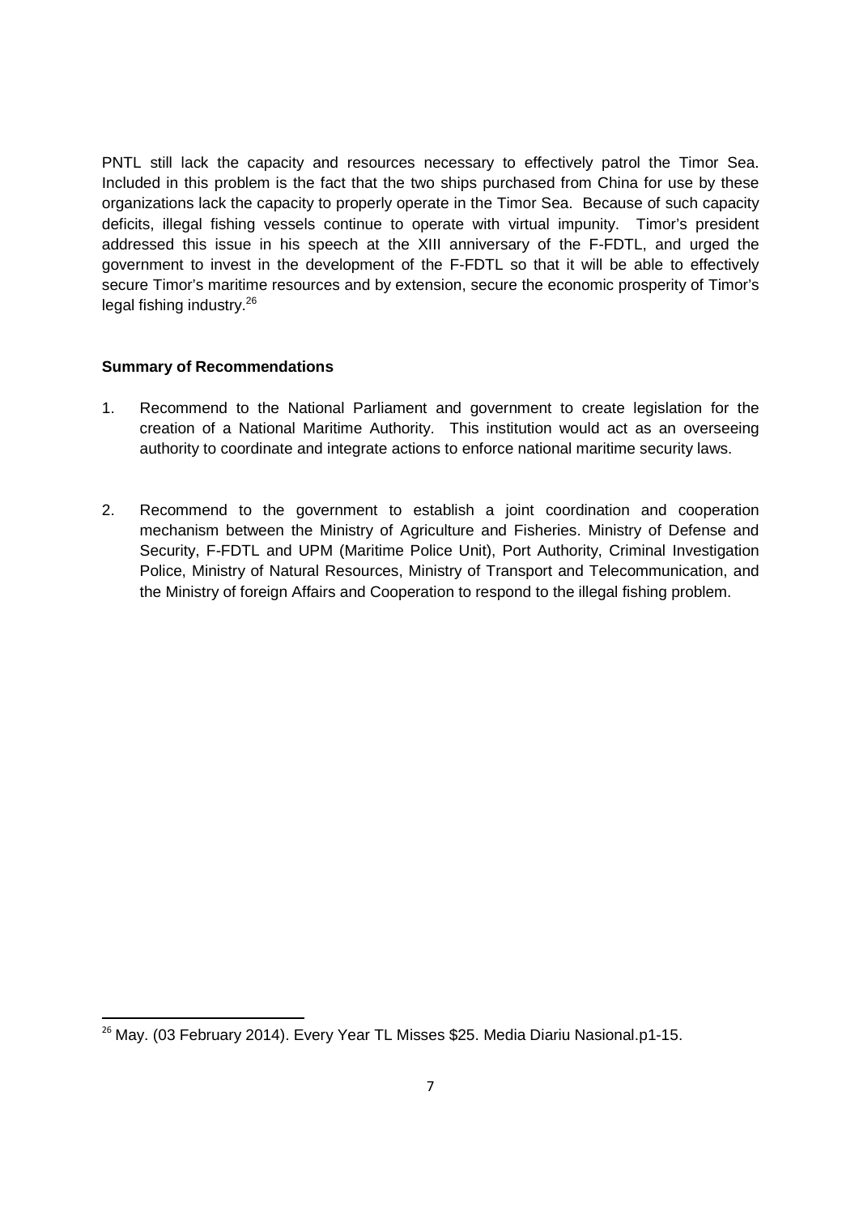PNTL still lack the capacity and resources necessary to effectively patrol the Timor Sea. Included in this problem is the fact that the two ships purchased from China for use by these organizations lack the capacity to properly operate in the Timor Sea. Because of such capacity deficits, illegal fishing vessels continue to operate with virtual impunity. Timor's president addressed this issue in his speech at the XIII anniversary of the F-FDTL, and urged the government to invest in the development of the F-FDTL so that it will be able to effectively secure Timor's maritime resources and by extension, secure the economic prosperity of Timor's legal fishing industry.[26]

**Summary of Recommendations**

1. Recommend to the National Parliament and government to create legislation for the creation of a National Maritime Authority. This institution would act as an overseeing authority to coordinate and integrate actions to enforce national maritime security laws.

2. Recommend to the government to establish a joint coordination and cooperation mechanism between the Ministry of Agriculture and Fisheries. Ministry of Defense and Security, F-FDTL and UPM (Maritime Police Unit), Port Authority, Criminal Investigation Police, Ministry of Natural Resources, Ministry of Transport and Telecommunication, and the Ministry of foreign Affairs and Cooperation to respond to the illegal fishing problem.

[26] May. (03 February 2014). Every Year TL Misses $25. Media Diariu Nasional.p1-15.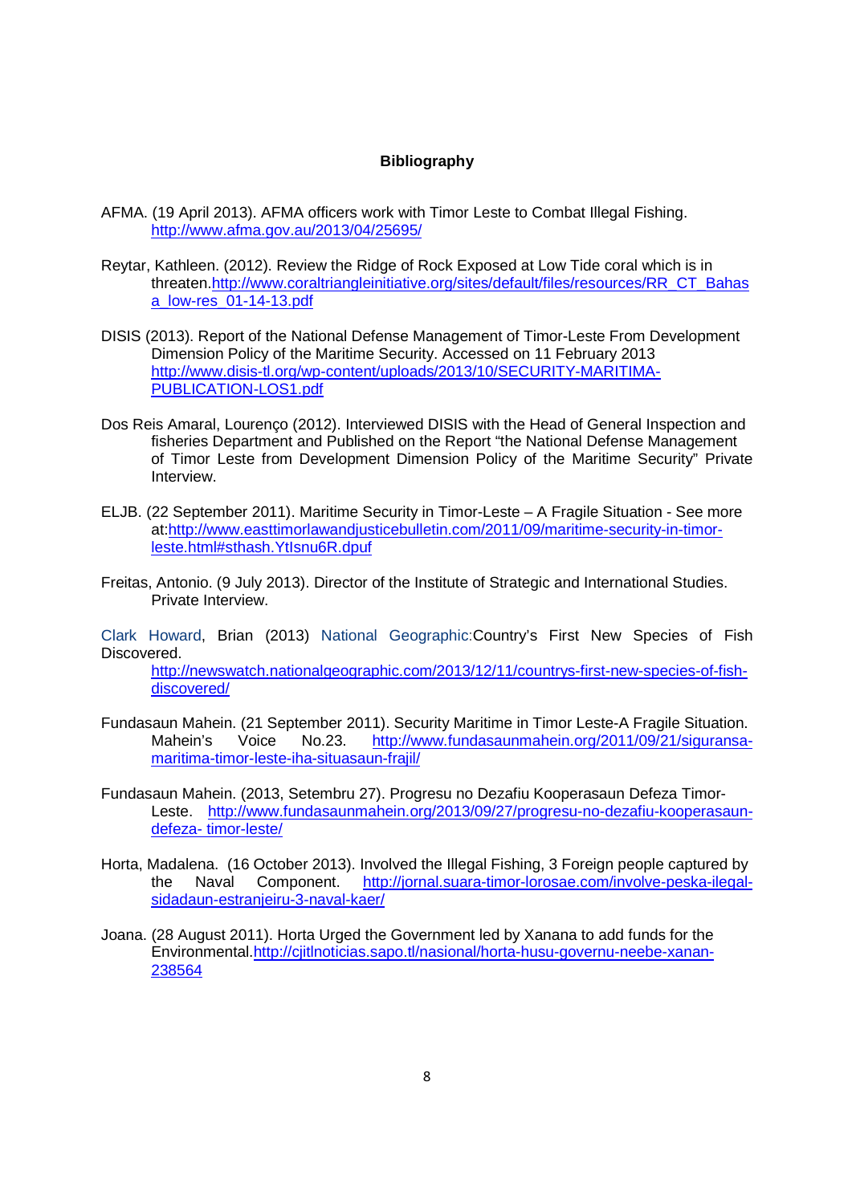**Bibliography**

AFMA. (19 April 2013). AFMA officers work with Timor Leste to Combat Illegal Fishing. http://www.afma.gov.au/2013/04/25695/

Reytar, Kathleen. (2012). Review the Ridge of Rock Exposed at Low Tide coral which is in threaten.http://www.coraltriangleinitiative.org/sites/default/files/resources/RR_CT_Bahasa_low-res_01-14-13.pdf

DISIS (2013). Report of the National Defense Management of Timor-Leste From Development Dimension Policy of the Maritime Security. Accessed on 11 February 2013 http://www.disis-tl.org/wp-content/uploads/2013/10/SECURITY-MARITIMA-PUBLICATION-LOS1.pdf

Dos Reis Amaral, Lourenço (2012). Interviewed DISIS with the Head of General Inspection and fisheries Department and Published on the Report "the National Defense Management of Timor Leste from Development Dimension Policy of the Maritime Security" Private Interview.

ELJB. (22 September 2011). Maritime Security in Timor-Leste – A Fragile Situation - See more at:http://www.easttimorlawandjusticebulletin.com/2011/09/maritime-security-in-timor-leste.html#sthash.YtIsnu6R.dpuf

Freitas, Antonio. (9 July 2013). Director of the Institute of Strategic and International Studies. Private Interview.

Clark Howard, Brian (2013) National Geographic:Country's First New Species of Fish Discovered. http://newswatch.nationalgeographic.com/2013/12/11/countrys-first-new-species-of-fish-discovered/

Fundasaun Mahein. (21 September 2011). Security Maritime in Timor Leste-A Fragile Situation. Mahein's Voice No.23. http://www.fundasaunmahein.org/2011/09/21/siguransa-maritima-timor-leste-iha-situasaun-frajil/

Fundasaun Mahein. (2013, Setembru 27). Progresu no Dezafiu Kooperasaun Defeza Timor-Leste. http://www.fundasaunmahein.org/2013/09/27/progresu-no-dezafiu-kooperasaun-defeza- timor-leste/

Horta, Madalena. (16 October 2013). Involved the Illegal Fishing, 3 Foreign people captured by the Naval Component. http://jornal.suara-timor-lorosae.com/involve-peska-ilegal-sidadaun-estranjeiru-3-naval-kaer/

Joana. (28 August 2011). Horta Urged the Government led by Xanana to add funds for the Environmental.http://cjitlnoticias.sapo.tl/nasional/horta-husu-governu-neebe-xanan-238564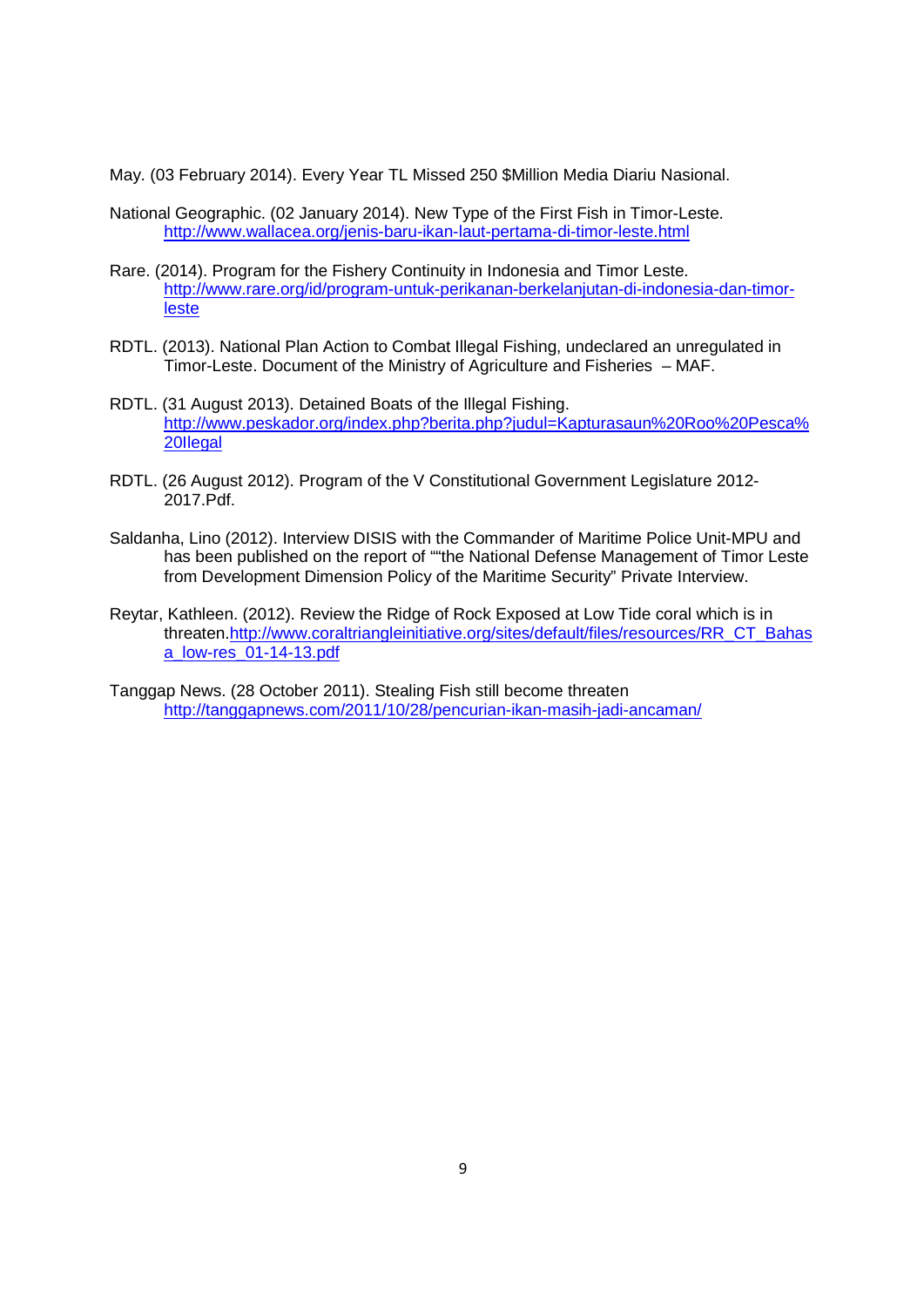May. (03 February 2014). Every Year TL Missed 250 $Million Media Diariu Nasional.

National Geographic. (02 January 2014). New Type of the First Fish in Timor-Leste. http://www.wallacea.org/jenis-baru-ikan-laut-pertama-di-timor-leste.html

Rare. (2014). Program for the Fishery Continuity in Indonesia and Timor Leste. http://www.rare.org/id/program-untuk-perikanan-berkelanjutan-di-indonesia-dan-timor-leste

RDTL. (2013). National Plan Action to Combat Illegal Fishing, undeclared an unregulated in Timor-Leste. Document of the Ministry of Agriculture and Fisheries – MAF.

RDTL. (31 August 2013). Detained Boats of the Illegal Fishing. http://www.peskador.org/index.php?berita.php?judul=Kapturasaun%20Roo%20Pesca%20Ilegal

RDTL. (26 August 2012). Program of the V Constitutional Government Legislature 2012-2017.Pdf.

Saldanha, Lino (2012). Interview DISIS with the Commander of Maritime Police Unit-MPU and has been published on the report of ""the National Defense Management of Timor Leste from Development Dimension Policy of the Maritime Security" Private Interview.

Reytar, Kathleen. (2012). Review the Ridge of Rock Exposed at Low Tide coral which is in threaten.http://www.coraltriangleinitiative.org/sites/default/files/resources/RR_CT_Bahasa_low-res_01-14-13.pdf

Tanggap News. (28 October 2011). Stealing Fish still become threaten http://tanggapnews.com/2011/10/28/pencurian-ikan-masih-jadi-ancaman/